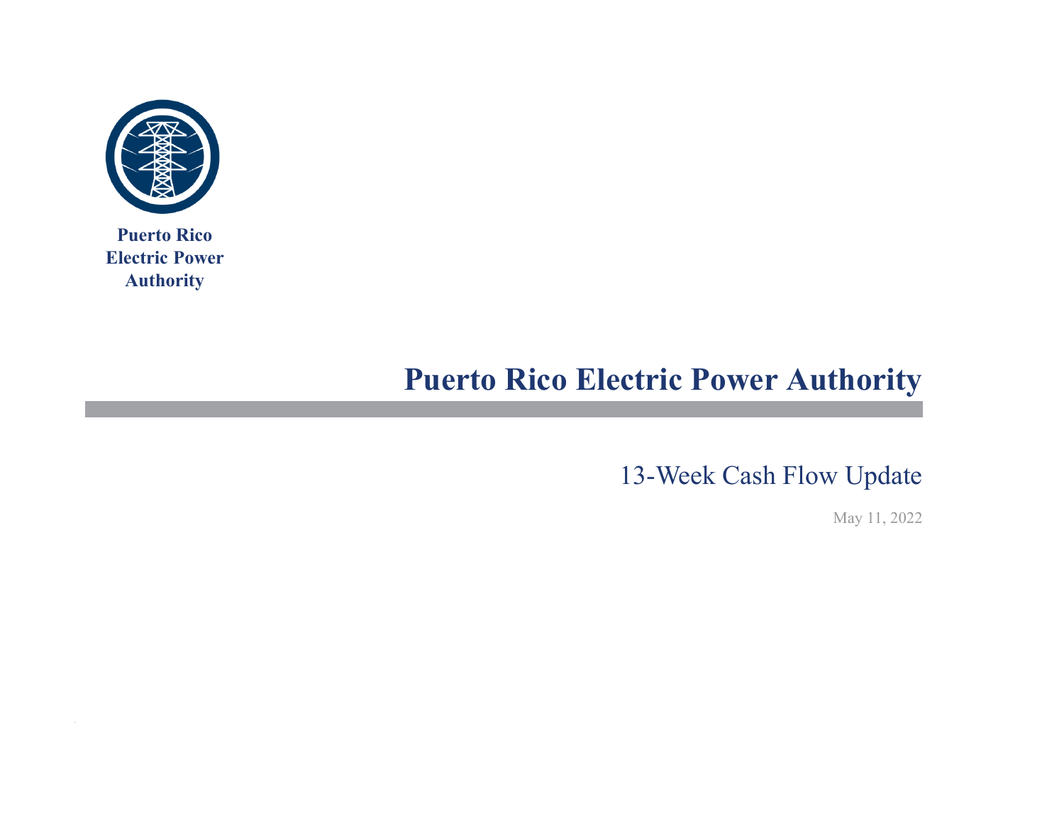Puerto Rico
Electric Power
Authority

# Puerto Rico Electric Power Authority

## 13-Week Cash Flow Update

May 11, 2022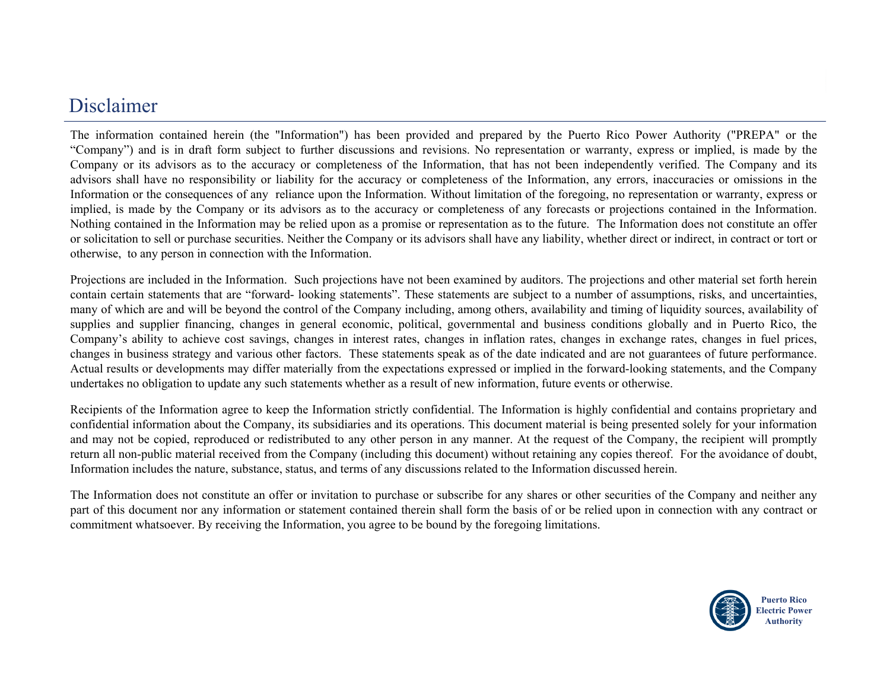# Disclaimer

The information contained herein (the "Information") has been provided and prepared by the Puerto Rico Power Authority ("PREPA" or the "Company") and is in draft form subject to further discussions and revisions. No representation or warranty, express or implied, is made by the Company or its advisors as to the accuracy or completeness of the Information, that has not been independently verified. The Company and its advisors shall have no responsibility or liability for the accuracy or completeness of the Information, any errors, inaccuracies or omissions in the Information or the consequences of any reliance upon the Information. Without limitation of the foregoing, no representation or warranty, express or implied, is made by the Company or its advisors as to the accuracy or completeness of any forecasts or projections contained in the Information. Nothing contained in the Information may be relied upon as a promise or representation as to the future. The Information does not constitute an offer or solicitation to sell or purchase securities. Neither the Company or its advisors shall have any liability, whether direct or indirect, in contract or tort or otherwise, to any person in connection with the Information.

Projections are included in the Information. Such projections have not been examined by auditors. The projections and other material set forth herein contain certain statements that are "forward- looking statements". These statements are subject to a number of assumptions, risks, and uncertainties, many of which are and will be beyond the control of the Company including, among others, availability and timing of liquidity sources, availability of supplies and supplier financing, changes in general economic, political, governmental and business conditions globally and in Puerto Rico, the Company's ability to achieve cost savings, changes in interest rates, changes in inflation rates, changes in exchange rates, changes in fuel prices, changes in business strategy and various other factors. These statements speak as of the date indicated and are not guarantees of future performance. Actual results or developments may differ materially from the expectations expressed or implied in the forward-looking statements, and the Company undertakes no obligation to update any such statements whether as a result of new information, future events or otherwise.

Recipients of the Information agree to keep the Information strictly confidential. The Information is highly confidential and contains proprietary and confidential information about the Company, its subsidiaries and its operations. This document material is being presented solely for your information and may not be copied, reproduced or redistributed to any other person in any manner. At the request of the Company, the recipient will promptly return all non-public material received from the Company (including this document) without retaining any copies thereof. For the avoidance of doubt, Information includes the nature, substance, status, and terms of any discussions related to the Information discussed herein.

The Information does not constitute an offer or invitation to purchase or subscribe for any shares or other securities of the Company and neither any part of this document nor any information or statement contained therein shall form the basis of or be relied upon in connection with any contract or commitment whatsoever. By receiving the Information, you agree to be bound by the foregoing limitations.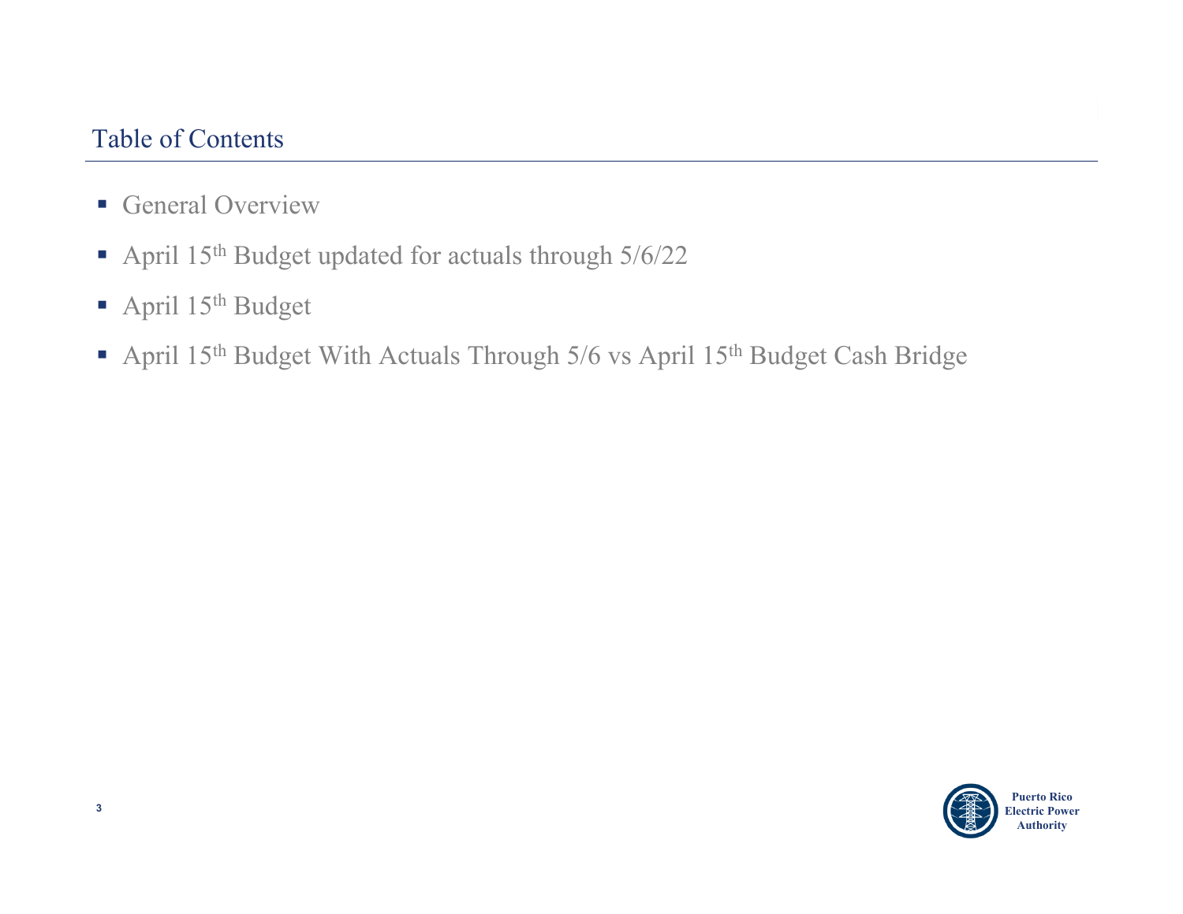## Table of Contents

- General Overview
- April 15th Budget updated for actuals through 5/6/22
- April 15th Budget
- April 15th Budget With Actuals Through 5/6 vs April 15th Budget Cash Bridge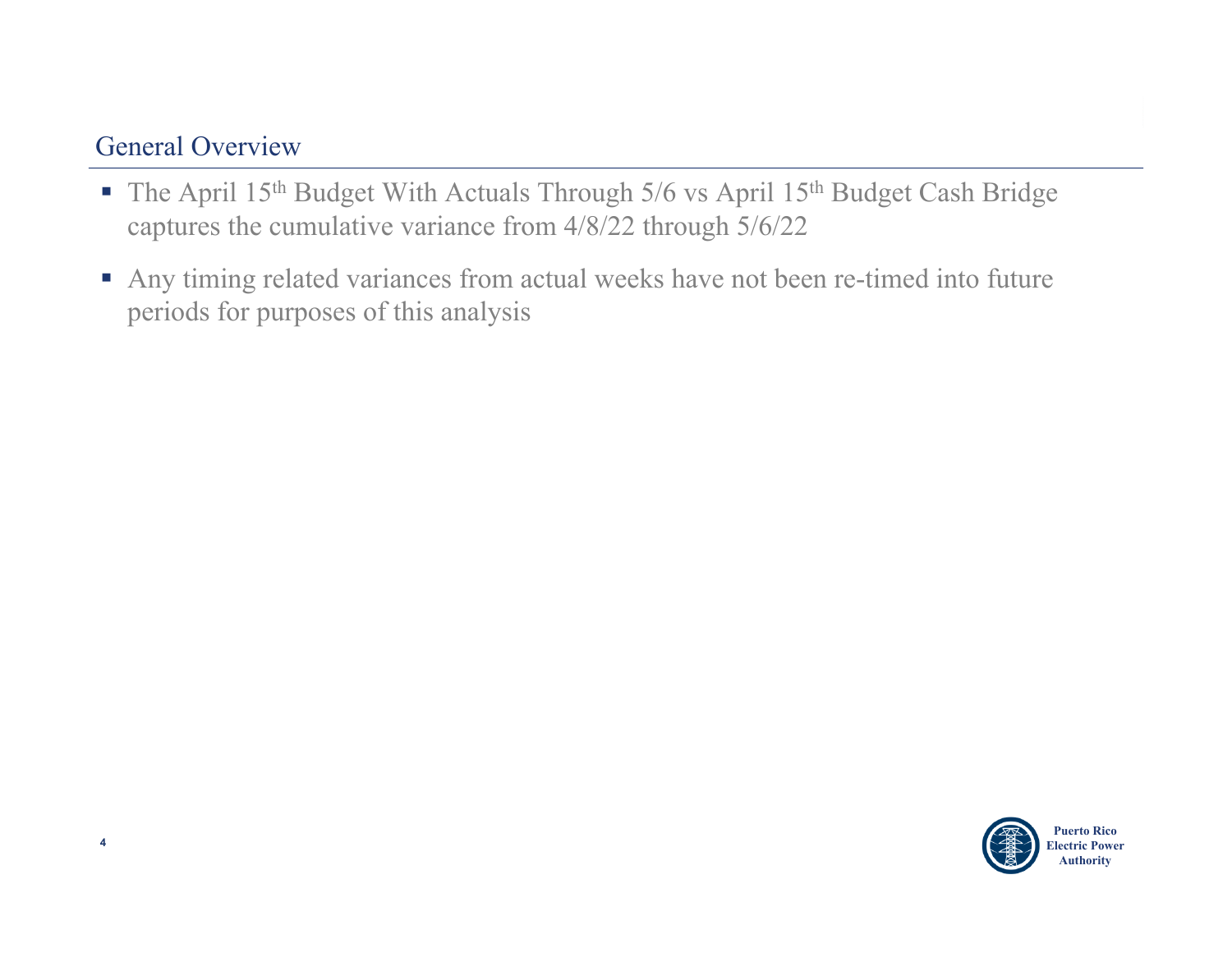## General Overview

- The April 15th Budget With Actuals Through 5/6 vs April 15th Budget Cash Bridge captures the cumulative variance from 4/8/22 through 5/6/22
- Any timing related variances from actual weeks have not been re-timed into future periods for purposes of this analysis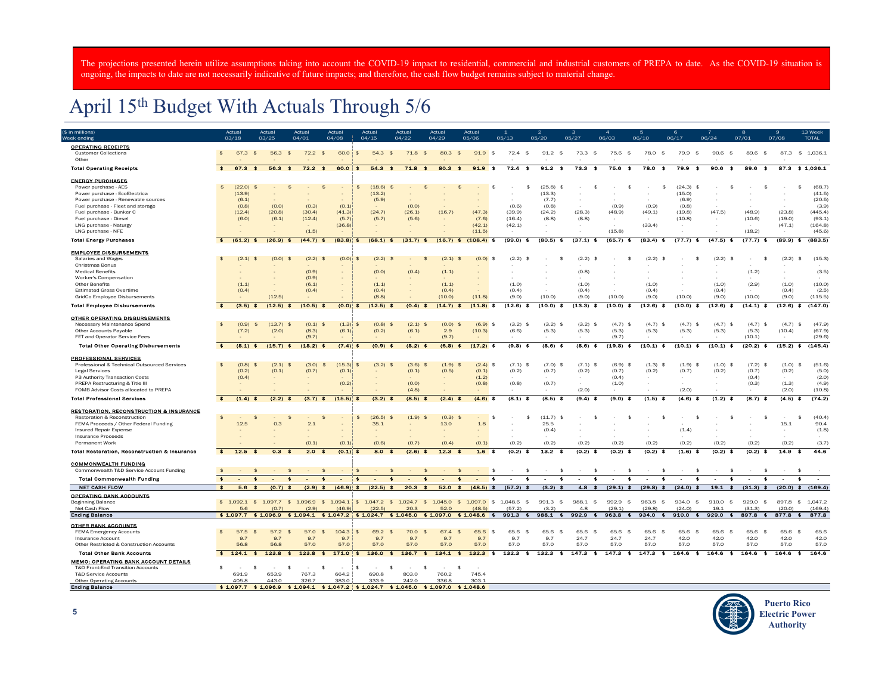The projections presented herein utilize assumptions taking into account the COVID-19 impact to residential, commercial and industrial customers of PREPA to date. As the COVID-19 situation is ongoing, the impacts to date are not necessarily indicative of future impacts; and therefore, the cash flow budget remains subject to material change.

# April 15th Budget With Actuals Through 5/6

| ($ in millions) Week ending | Actual 03/18 | Actual 03/25 | Actual 04/01 | Actual 04/08 | Actual 04/15 | Actual 04/22 | Actual 04/29 | Actual 05/06 | 1 05/13 | 2 05/20 | 3 05/27 | 4 06/03 | 5 06/10 | 6 06/17 | 7 06/24 | 8 07/01 | 9 07/08 | 13 Week TOTAL |
|---|---|---|---|---|---|---|---|---|---|---|---|---|---|---|---|---|---|---|
| **OPERATING RECEIPTS** | | | | | | | | | | | | | | | | | | |
| Customer Collections | $ 67.3 | $ 56.3 | $ 72.2 | $ 60.0 | $ 54.3 | $ 71.8 | $ 80.3 | $ 91.9 | $ 72.4 | $ 91.2 | $ 73.3 | $ 75.6 | $ 78.0 | $ 79.9 | $ 90.6 | $ 89.6 | $ 87.3 | $ 1,036.1 |
| Other | - | - | - | - | - | - | - | - | - | - | - | - | - | - | - | - | - | - |
| **Total Operating Receipts** | **$ 67.3** | **$ 56.3** | **$ 72.2** | **$ 60.0** | **$ 54.3** | **$ 71.8** | **$ 80.3** | **$ 91.9** | **$ 72.4** | **$ 91.2** | **$ 73.3** | **$ 75.6** | **$ 78.0** | **$ 79.9** | **$ 90.6** | **$ 89.6** | **$ 87.3** | **$ 1,036.1** |
| **ENERGY PURCHASES** | | | | | | | | | | | | | | | | | | |
| Power purchase - AES | $ (22.0) | $ - | $ - | $ - | $ (18.6) | $ - | $ - | $ - | $ - | $ (25.8) | $ - | $ - | $ - | $ (24.3) | $ - | $ - | $ - | $ (68.7) |
| Power purchase - EcoElectrica | (13.9) | - | - | - | (13.2) | - | - | - | - | (13.3) | - | - | - | (15.0) | - | - | - | (41.5) |
| Power purchase - Renewable sources | (6.1) | - | - | - | (5.9) | - | - | - | - | (7.7) | - | - | - | (6.9) | - | - | - | (20.5) |
| Fuel purchase - Fleet and storage | (0.8) | (0.0) | (0.3) | (0.1) | - | (0.0) | - | - | (0.6) | (0.8) | - | (0.9) | (0.9) | (0.8) | - | - | - | (3.9) |
| Fuel purchase - Bunker C | (12.4) | (20.8) | (30.4) | (41.3) | (24.7) | (26.1) | (16.7) | (47.3) | (39.9) | (24.2) | (28.3) | (48.9) | (49.1) | (19.8) | (47.5) | (48.9) | (23.8) | (445.4) |
| Fuel purchase - Diesel | (6.0) | (6.1) | (12.4) | (5.7) | (5.7) | (5.6) | - | (7.6) | (16.4) | (8.8) | (8.8) | - | - | (10.8) | - | (10.6) | (19.0) | (93.1) |
| LNG purchase - Naturgy | - | - | - | (36.8) | - | - | - | (42.1) | (42.1) | - | - | - | (33.4) | - | - | - | (47.1) | (164.8) |
| LNG purchase - NFE | - | - | (1.5) | - | - | - | - | (11.5) | - | - | - | (15.8) | - | - | - | (18.2) | - | (45.6) |
| **Total Energy Purchases** | **$ (61.2)** | **$ (26.9)** | **$ (44.7)** | **$ (83.8)** | **$ (68.1)** | **$ (31.7)** | **$ (16.7)** | **$ (108.4)** | **$ (99.0)** | **$ (80.5)** | **$ (37.1)** | **$ (65.7)** | **$ (83.4)** | **$ (77.7)** | **$ (47.5)** | **$ (77.7)** | **$ (89.9)** | **$ (883.5)** |
| **EMPLOYEE DISBURSEMENTS** | | | | | | | | | | | | | | | | | | |
| Salaries and Wages | $ (2.1) | $ (0.0) | $ (2.2) | $ (0.0) | $ (2.2) | $ - | $ (2.1) | $ (0.0) | $ (2.2) | $ - | $ (2.2) | $ - | $ (2.2) | $ - | $ (2.2) | $ - | $ (2.2) | $ (15.3) |
| Christmas Bonus | - | - | - | - | - | - | - | - | - | - | - | - | - | - | - | - | - | - |
| Medical Benefits | - | - | (0.9) | - | (0.0) | (0.4) | (1.1) | - | - | - | (0.8) | - | - | - | - | (1.2) | - | (3.5) |
| Worker's Compensation | - | - | (0.9) | - | - | - | - | - | - | - | - | - | - | - | - | - | - | - |
| Other Benefits | (1.1) | - | (6.1) | - | (1.1) | - | (1.1) | - | (1.0) | - | (1.0) | - | (1.0) | - | (1.0) | (2.9) | (1.0) | (10.0) |
| Estimated Gross Overtime | (0.4) | - | (0.4) | - | (0.4) | - | (0.4) | - | (0.4) | - | (0.4) | - | (0.4) | - | (0.4) | - | (0.4) | (2.5) |
| GridCo Employee Disbursements | - | (12.5) | - | - | (8.8) | - | (10.0) | (11.8) | (9.0) | (10.0) | (9.0) | (10.0) | (9.0) | (10.0) | (9.0) | (10.0) | (9.0) | (115.5) |
| **Total Employee Disbursements** | **$ (3.5)** | **$ (12.5)** | **$ (10.5)** | **$ (0.0)** | **$ (12.5)** | **$ (0.4)** | **$ (14.7)** | **$ (11.8)** | **$ (12.6)** | **$ (10.0)** | **$ (13.3)** | **$ (10.0)** | **$ (12.6)** | **$ (10.0)** | **$ (12.6)** | **$ (14.1)** | **$ (12.6)** | **$ (147.0)** |
| **OTHER OPERATING DISBURSEMENTS** | | | | | | | | | | | | | | | | | | |
| Necessary Maintenance Spend | $ (0.9) | $ (13.7) | $ (0.1) | $ (1.3) | $ (0.8) | $ (2.1) | $ (0.0) | $ (6.9) | $ (3.2) | $ (3.2) | $ (3.2) | $ (4.7) | $ (4.7) | $ (4.7) | $ (4.7) | $ (4.7) | $ (4.7) | $ (47.9) |
| Other Accounts Payable | (7.2) | (2.0) | (8.3) | (6.1) | (0.2) | (6.1) | 2.9 | (10.3) | (6.6) | (5.3) | (5.3) | (5.3) | (5.3) | (5.3) | (5.3) | (5.3) | (10.4) | (67.9) |
| FET and Operator Service Fees | - | - | (9.7) | - | - | - | (9.7) | - | - | - | - | (9.7) | - | - | - | (10.1) | - | (29.6) |
| **Total Other Operating Disbursements** | **$ (8.1)** | **$ (15.7)** | **$ (18.2)** | **$ (7.4)** | **$ (0.9)** | **$ (8.2)** | **$ (6.8)** | **$ (17.2)** | **$ (9.8)** | **$ (8.6)** | **$ (8.6)** | **$ (19.8)** | **$ (10.1)** | **$ (10.1)** | **$ (10.1)** | **$ (20.2)** | **$ (15.2)** | **$ (145.4)** |
| **PROFESSIONAL SERVICES** | | | | | | | | | | | | | | | | | | |
| Professional & Technical Outsourced Services | $ (0.8) | $ (2.1) | $ (3.0) | $ (15.3) | $ (3.2) | $ (3.6) | $ (1.9) | $ (2.4) | $ (7.1) | $ (7.0) | $ (7.1) | $ (6.9) | $ (1.3) | $ (1.9) | $ (1.0) | $ (7.2) | $ (1.0) | $ (51.6) |
| Legal Services | (0.2) | (0.1) | (0.7) | (0.1) | - | (0.1) | (0.5) | (0.1) | (0.2) | (0.7) | (0.2) | (0.7) | (0.2) | (0.7) | (0.2) | (0.7) | (0.2) | (5.0) |
| P3 Authority Transaction Costs | (0.4) | - | - | - | - | - | - | (1.2) | - | - | - | (0.4) | - | - | - | (0.4) | - | (2.0) |
| PREPA Restructuring & Title III | - | - | - | (0.2) | - | (0.0) | - | (0.8) | (0.8) | (0.7) | - | (1.0) | - | - | - | (0.3) | (1.3) | (4.9) |
| FOMB Advisor Costs allocated to PREPA | - | - | - | - | - | (4.8) | - | - | - | - | (2.0) | - | - | (2.0) | - | - | (2.0) | (10.8) |
| **Total Professional Services** | **$ (1.4)** | **$ (2.2)** | **$ (3.7)** | **$ (15.5)** | **$ (3.2)** | **$ (8.5)** | **$ (2.4)** | **$ (4.6)** | **$ (8.1)** | **$ (8.5)** | **$ (9.4)** | **$ (9.0)** | **$ (1.5)** | **$ (4.6)** | **$ (1.2)** | **$ (8.7)** | **$ (4.5)** | **$ (74.2)** |
| **RESTORATION, RECONSTRUCTION & INSURANCE** | | | | | | | | | | | | | | | | | | |
| Restoration & Reconstruction | $ - | $ - | $ - | $ - | $ (26.5) | $ (1.9) | $ (0.3) | $ - | $ - | $ (11.7) | $ - | $ - | $ - | $ - | $ - | $ - | $ - | $ (40.4) |
| FEMA Proceeds / Other Federal Funding | 12.5 | 0.3 | 2.1 | - | 35.1 | - | 13.0 | 1.8 | - | 25.5 | - | - | - | - | - | - | 15.1 | 90.4 |
| Insured Repair Expense | - | - | - | - | - | - | - | - | - | (0.4) | - | - | - | (1.4) | - | - | - | (1.8) |
| Insurance Proceeds | - | - | - | - | - | - | - | - | - | - | - | - | - | - | - | - | - | - |
| Permanent Work | - | - | (0.1) | (0.1) | (0.6) | (0.7) | (0.4) | (0.1) | (0.2) | (0.2) | (0.2) | (0.2) | (0.2) | (0.2) | (0.2) | (0.2) | (0.2) | (3.7) |
| **Total Restoration, Reconstruction & Insurance** | **$ 12.5** | **$ 0.3** | **$ 2.0** | **$ (0.1)** | **$ 8.0** | **$ (2.6)** | **$ 12.3** | **$ 1.6** | **$ (0.2)** | **$ 13.2** | **$ (0.2)** | **$ (0.2)** | **$ (0.2)** | **$ (1.6)** | **$ (0.2)** | **$ (0.2)** | **$ 14.9** | **$ 44.6** |
| **COMMONWEALTH FUNDING** | | | | | | | | | | | | | | | | | | |
| Commonwealth T&D Service Account Funding | $ - | $ - | $ - | $ - | $ - | $ - | $ - | $ - | $ - | $ - | $ - | $ - | $ - | $ - | $ - | $ - | $ - | $ - |
| **Total Commonwealth Funding** | **$ -** | **$ -** | **$ -** | **$ -** | **$ -** | **$ -** | **$ -** | **$ -** | **$ -** | **$ -** | **$ -** | **$ -** | **$ -** | **$ -** | **$ -** | **$ -** | **$ -** | **$ -** |
| **NET CASH FLOW** | **$ 5.6** | **$ (0.7)** | **$ (2.9)** | **$ (46.9)** | **$ (22.5)** | **$ 20.3** | **$ 52.0** | **$ (48.5)** | **$ (57.2)** | **$ (3.2)** | **$ 4.8** | **$ (29.1)** | **$ (29.8)** | **$ (24.0)** | **$ 19.1** | **$ (31.3)** | **$ (20.0)** | **$ (169.4)** |
| **OPERATING BANK ACCOUNTS** | | | | | | | | | | | | | | | | | | |
| Beginning Balance | $ 1,092.1 | $ 1,097.7 | $ 1,096.9 | $ 1,094.1 | $ 1,047.2 | $ 1,024.7 | $ 1,045.0 | $ 1,097.0 | $ 1,048.6 | $ 991.3 | $ 988.1 | $ 992.9 | $ 963.8 | $ 934.0 | $ 910.0 | $ 929.0 | $ 897.8 | $ 1,047.2 |
| Net Cash Flow | 5.6 | (0.7) | (2.9) | (46.9) | (22.5) | 20.3 | 52.0 | (48.5) | (57.2) | (3.2) | 4.8 | (29.1) | (29.8) | (24.0) | 19.1 | (31.3) | (20.0) | (169.4) |
| **Ending Balance** | **$ 1,097.7** | **$ 1,096.9** | **$ 1,094.1** | **$ 1,047.2** | **$ 1,024.7** | **$ 1,045.0** | **$ 1,097.0** | **$ 1,048.6** | **$ 991.3** | **$ 988.1** | **$ 992.9** | **$ 963.8** | **$ 934.0** | **$ 910.0** | **$ 929.0** | **$ 897.8** | **$ 877.8** | **$ 877.8** |
| **OTHER BANK ACCOUNTS** | | | | | | | | | | | | | | | | | | |
| FEMA Emergency Accounts | $ 57.5 | $ 57.2 | $ 57.0 | $ 104.3 | $ 69.2 | $ 70.0 | $ 67.4 | $ 65.6 | $ 65.6 | $ 65.6 | $ 65.6 | $ 65.6 | $ 65.6 | $ 65.6 | $ 65.6 | $ 65.6 | $ 65.6 | $ 65.6 |
| Insurance Account | 9.7 | 9.7 | 9.7 | 9.7 | 9.7 | 9.7 | 9.7 | 9.7 | 9.7 | 9.7 | 24.7 | 24.7 | 24.7 | 42.0 | 42.0 | 42.0 | 42.0 | 42.0 |
| Other Restricted & Construction Accounts | 56.8 | 56.8 | 57.0 | 57.0 | 57.0 | 57.0 | 57.0 | 57.0 | 57.0 | 57.0 | 57.0 | 57.0 | 57.0 | 57.0 | 57.0 | 57.0 | 57.0 | 57.0 |
| **Total Other Bank Accounts** | **$ 124.1** | **$ 123.8** | **$ 123.8** | **$ 171.0** | **$ 136.0** | **$ 136.7** | **$ 134.1** | **$ 132.3** | **$ 132.3** | **$ 132.3** | **$ 147.3** | **$ 147.3** | **$ 147.3** | **$ 164.6** | **$ 164.6** | **$ 164.6** | **$ 164.6** | **$ 164.6** |
| **MEMO: OPERATING BANK ACCOUNT DETAILS** | | | | | | | | | | | | | | | | | | |
| T&D Front-End Transition Accounts | $ - | $ - | $ - | $ - | $ - | $ - | $ - | $ - | | | | | | | | | | |
| T&D Service Accounts | 691.9 | 653.9 | 767.3 | 664.2 | 690.8 | 803.0 | 760.2 | 745.4 | | | | | | | | | | |
| Other Operating Accounts | 405.8 | 443.0 | 326.7 | 383.0 | 333.9 | 242.0 | 336.8 | 303.1 | | | | | | | | | | |
| **Ending Balance** | **$ 1,097.7** | **$ 1,096.9** | **$ 1,094.1** | **$ 1,047.2** | **$ 1,024.7** | **$ 1,045.0** | **$ 1,097.0** | **$ 1,048.6** | | | | | | | | | | |

Puerto Rico Electric Power Authority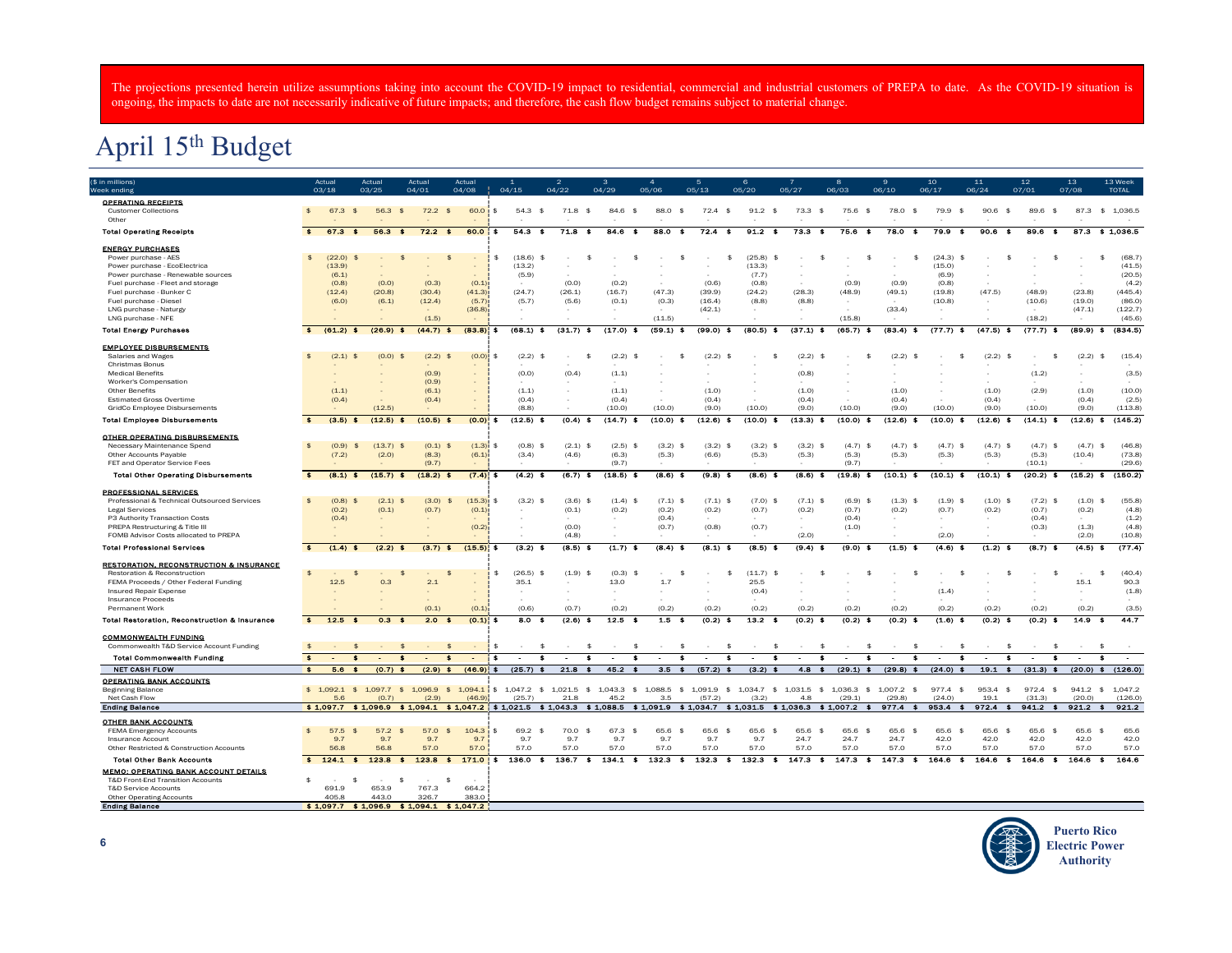The projections presented herein utilize assumptions taking into account the COVID-19 impact to residential, commercial and industrial customers of PREPA to date. As the COVID-19 situation is ongoing, the impacts to date are not necessarily indicative of future impacts; and therefore, the cash flow budget remains subject to material change.

# April 15th Budget

| ($ in millions) Week ending | Actual 03/18 | Actual 03/25 | Actual 04/01 | Actual 04/08 | 1 04/15 | 2 04/22 | 3 04/29 | 4 05/06 | 5 05/13 | 6 05/20 | 7 05/27 | 8 06/03 | 9 06/10 | 10 06/17 | 11 06/24 | 12 07/01 | 13 07/08 | 13 Week TOTAL |
|---|---|---|---|---|---|---|---|---|---|---|---|---|---|---|---|---|---|---|
| **OPERATING RECEIPTS** | | | | | | | | | | | | | | | | | | |
| Customer Collections | $ 67.3 | $ 56.3 | $ 72.2 | $ 60.0 | $ 54.3 | $ 71.8 | $ 84.6 | $ 88.0 | $ 72.4 | $ 91.2 | $ 73.3 | $ 75.6 | $ 78.0 | $ 79.9 | $ 90.6 | $ 89.6 | $ 87.3 | $ 1,036.5 |
| Other | - | - | - | - | - | - | - | - | - | - | - | - | - | - | - | - | - | - |
| **Total Operating Receipts** | **$ 67.3** | **$ 56.3** | **$ 72.2** | **$ 60.0** | **$ 54.3** | **$ 71.8** | **$ 84.6** | **$ 88.0** | **$ 72.4** | **$ 91.2** | **$ 73.3** | **$ 75.6** | **$ 78.0** | **$ 79.9** | **$ 90.6** | **$ 89.6** | **$ 87.3** | **$ 1,036.5** |
| **ENERGY PURCHASES** | | | | | | | | | | | | | | | | | | |
| Power purchase - AES | $ (22.0) | $ - | $ - | $ - | $ (18.6) | $ - | $ - | $ - | $ - | $ (25.8) | $ - | $ - | $ - | $ (24.3) | $ - | $ - | $ - | $ (68.7) |
| Power purchase - EcoEléctrica | (13.9) | - | - | - | (13.2) | - | - | - | - | (13.3) | - | - | - | (15.0) | - | - | - | (41.5) |
| Power purchase - Renewable sources | (6.1) | - | - | - | (5.9) | - | - | - | - | (7.7) | - | - | - | (6.9) | - | - | - | (20.5) |
| Fuel purchase - Fleet and storage | (0.8) | (0.0) | (0.3) | (0.1) | - | (0.0) | (0.2) | - | (0.6) | (0.8) | - | (0.9) | (0.9) | (0.8) | - | - | - | (4.2) |
| Fuel purchase - Bunker C | (12.4) | (20.8) | (30.4) | (41.3) | (24.7) | (26.1) | (16.7) | (47.3) | (39.9) | (24.2) | (28.3) | (48.9) | (49.1) | (19.8) | (47.5) | (48.9) | (23.8) | (445.4) |
| Fuel purchase - Diesel | (6.0) | (6.1) | (12.4) | (5.7) | (5.7) | (5.6) | (0.1) | (0.3) | (16.4) | (8.8) | (8.8) | - | - | (10.8) | - | (10.6) | (19.0) | (86.0) |
| LNG purchase - Naturgy | - | - | - | (36.8) | - | - | - | - | (42.1) | - | - | - | (33.4) | - | - | - | (47.1) | (122.7) |
| LNG purchase - NFE | - | - | (1.5) | - | - | - | - | (11.5) | - | - | - | (15.8) | - | - | - | (18.2) | - | (45.6) |
| **Total Energy Purchases** | **$ (61.2)** | **$ (26.9)** | **$ (44.7)** | **$ (83.8)** | **$ (68.1)** | **$ (31.7)** | **$ (17.0)** | **$ (59.1)** | **$ (99.0)** | **$ (80.5)** | **$ (37.1)** | **$ (65.7)** | **$ (83.4)** | **$ (77.7)** | **$ (47.5)** | **$ (77.7)** | **$ (89.9)** | **$ (834.5)** |
| **EMPLOYEE DISBURSEMENTS** | | | | | | | | | | | | | | | | | | |
| Salaries and Wages | $ (2.1) | $ (0.0) | $ (2.2) | $ (0.0) | $ (2.2) | $ - | $ (2.2) | $ - | $ (2.2) | $ - | $ (2.2) | $ - | $ (2.2) | $ - | $ (2.2) | $ - | $ (2.2) | $ (15.4) |
| Christmas Bonus | - | - | - | - | - | - | - | - | - | - | - | - | - | - | - | - | - | - |
| Medical Benefits | - | - | (0.9) | - | (0.0) | (0.4) | (1.1) | - | - | - | (0.8) | - | - | - | - | (1.2) | - | (3.5) |
| Worker's Compensation | - | - | (0.9) | - | - | - | - | - | - | - | - | - | - | - | - | - | - | - |
| Other Benefits | (1.1) | - | (6.1) | - | (1.1) | - | (1.1) | - | (1.0) | - | (1.0) | - | (1.0) | - | (1.0) | (2.9) | (1.0) | (10.0) |
| Estimated Gross Overtime | (0.4) | - | (0.4) | - | (0.4) | - | (0.4) | - | (0.4) | - | (0.4) | - | (0.4) | - | (0.4) | - | (0.4) | (2.5) |
| GridCo Employee Disbursements | - | (12.5) | - | - | (8.8) | - | (10.0) | (10.0) | (9.0) | (10.0) | (9.0) | (10.0) | (9.0) | (10.0) | (9.0) | (10.0) | (9.0) | (113.8) |
| **Total Employee Disbursements** | **$ (3.5)** | **$ (12.5)** | **$ (10.5)** | **$ (0.0)** | **$ (12.5)** | **$ (0.4)** | **$ (14.7)** | **$ (10.0)** | **$ (12.6)** | **$ (10.0)** | **$ (13.3)** | **$ (10.0)** | **$ (12.6)** | **$ (10.0)** | **$ (12.6)** | **$ (14.1)** | **$ (12.6)** | **$ (145.2)** |
| **OTHER OPERATING DISBURSEMENTS** | | | | | | | | | | | | | | | | | | |
| Necessary Maintenance Spend | $ (0.9) | $ (13.7) | $ (0.1) | $ (1.3) | $ (0.8) | $ (2.1) | $ (2.5) | $ (3.2) | $ (3.2) | $ (3.2) | $ (3.2) | $ (4.7) | $ (4.7) | $ (4.7) | $ (4.7) | $ (4.7) | $ (4.7) | $ (46.8) |
| Other Accounts Payable | (7.2) | (2.0) | (8.3) | (6.1) | (3.4) | (4.6) | (6.3) | (5.3) | (6.6) | (5.3) | (5.3) | (5.3) | (5.3) | (5.3) | (5.3) | (5.3) | (10.4) | (73.8) |
| FET and Operator Service Fees | - | - | (9.7) | - | - | - | (9.7) | - | - | - | - | (9.7) | - | - | - | (10.1) | - | (29.6) |
| **Total Other Operating Disbursements** | **$ (8.1)** | **$ (15.7)** | **$ (18.2)** | **$ (7.4)** | **$ (4.2)** | **$ (6.7)** | **$ (18.5)** | **$ (8.6)** | **$ (9.8)** | **$ (8.6)** | **$ (8.6)** | **$ (19.8)** | **$ (10.1)** | **$ (10.1)** | **$ (10.1)** | **$ (20.2)** | **$ (15.2)** | **$ (150.2)** |
| **PROFESSIONAL SERVICES** | | | | | | | | | | | | | | | | | | |
| Professional & Technical Outsourced Services | $ (0.8) | $ (2.1) | $ (3.0) | $ (15.3) | $ (3.2) | $ (3.6) | $ (1.4) | $ (7.1) | $ (7.1) | $ (7.0) | $ (7.1) | $ (6.9) | $ (1.3) | $ (1.9) | $ (1.0) | $ (7.2) | $ (1.0) | $ (55.8) |
| Legal Services | (0.2) | (0.1) | (0.7) | (0.1) | - | (0.1) | (0.2) | (0.2) | (0.2) | (0.7) | (0.2) | (0.7) | (0.2) | (0.7) | (0.2) | (0.7) | (0.2) | (4.8) |
| P3 Authority Transaction Costs | (0.4) | - | - | - | - | - | - | (0.4) | - | - | - | (0.4) | - | - | - | (0.4) | - | (1.2) |
| PREPA Restructuring & Title III | - | - | - | (0.2) | - | (0.0) | - | (0.7) | (0.8) | (0.7) | - | (1.0) | - | - | - | (0.3) | (1.3) | (4.8) |
| FOMB Advisor Costs allocated to PREPA | - | - | - | - | - | (4.8) | - | - | - | - | (2.0) | - | - | (2.0) | - | - | (2.0) | (10.8) |
| **Total Professional Services** | **$ (1.4)** | **$ (2.2)** | **$ (3.7)** | **$ (15.5)** | **$ (3.2)** | **$ (8.5)** | **$ (1.7)** | **$ (8.4)** | **$ (8.1)** | **$ (8.5)** | **$ (9.4)** | **$ (9.0)** | **$ (1.5)** | **$ (4.6)** | **$ (1.2)** | **$ (8.7)** | **$ (4.5)** | **$ (77.4)** |
| **RESTORATION, RECONSTRUCTION & INSURANCE** | | | | | | | | | | | | | | | | | | |
| Restoration & Reconstruction | $ - | $ - | $ - | $ - | $ (26.5) | $ (1.9) | $ (0.3) | $ - | $ - | $ (11.7) | $ - | $ - | $ - | $ - | $ - | $ - | $ - | $ (40.4) |
| FEMA Proceeds / Other Federal Funding | 12.5 | 0.3 | 2.1 | - | 35.1 | - | 13.0 | 1.7 | - | 25.5 | - | - | - | - | - | - | 15.1 | 90.3 |
| Insured Repair Expense | - | - | - | - | - | - | - | - | - | (0.4) | - | - | - | (1.4) | - | - | - | (1.8) |
| Insurance Proceeds | - | - | - | - | - | - | - | - | - | - | - | - | - | - | - | - | - | - |
| Permanent Work | - | - | (0.1) | (0.1) | (0.6) | (0.7) | (0.2) | (0.2) | (0.2) | (0.2) | (0.2) | (0.2) | (0.2) | (0.2) | (0.2) | (0.2) | (0.2) | (3.5) |
| **Total Restoration, Reconstruction & Insurance** | **$ 12.5** | **$ 0.3** | **$ 2.0** | **$ (0.1)** | **$ 8.0** | **$ (2.6)** | **$ 12.5** | **$ 1.5** | **$ (0.2)** | **$ 13.2** | **$ (0.2)** | **$ (0.2)** | **$ (0.2)** | **$ (1.6)** | **$ (0.2)** | **$ (0.2)** | **$ 14.9** | **$ 44.7** |
| **COMMONWEALTH FUNDING** | | | | | | | | | | | | | | | | | | |
| Commonwealth T&D Service Account Funding | $ - | $ - | $ - | $ - | $ - | $ - | $ - | $ - | $ - | $ - | $ - | $ - | $ - | $ - | $ - | $ - | $ - | $ - |
| **Total Commonwealth Funding** | **$ -** | **$ -** | **$ -** | **$ -** | **$ -** | **$ -** | **$ -** | **$ -** | **$ -** | **$ -** | **$ -** | **$ -** | **$ -** | **$ -** | **$ -** | **$ -** | **$ -** | **$ -** |
| **NET CASH FLOW** | **$ 5.6** | **$ (0.7)** | **$ (2.9)** | **$ (46.9)** | **$ (25.7)** | **$ 21.8** | **$ 45.2** | **$ 3.5** | **$ (57.2)** | **$ (3.2)** | **$ 4.8** | **$ (29.1)** | **$ (29.8)** | **$ (24.0)** | **$ 19.1** | **$ (31.3)** | **$ (20.0)** | **$ (126.0)** |
| **OPERATING BANK ACCOUNTS** | | | | | | | | | | | | | | | | | | |
| Beginning Balance | $ 1,092.1 | $ 1,097.7 | $ 1,096.9 | $ 1,094.1 | $ 1,047.2 | $ 1,021.5 | $ 1,043.3 | $ 1,088.5 | $ 1,091.9 | $ 1,034.7 | $ 1,031.5 | $ 1,036.3 | $ 1,007.2 | $ 977.4 | $ 953.4 | $ 972.4 | $ 941.2 | $ 1,047.2 |
| Net Cash Flow | 5.6 | (0.7) | (2.9) | (46.9) | (25.7) | 21.8 | 45.2 | 3.5 | (57.2) | (3.2) | 4.8 | (29.1) | (29.8) | (24.0) | 19.1 | (31.3) | (20.0) | (126.0) |
| **Ending Balance** | **$ 1,097.7** | **$ 1,096.9** | **$ 1,094.1** | **$ 1,047.2** | **$ 1,021.5** | **$ 1,043.3** | **$ 1,088.5** | **$ 1,091.9** | **$ 1,034.7** | **$ 1,031.5** | **$ 1,036.3** | **$ 1,007.2** | **$ 977.4** | **$ 953.4** | **$ 972.4** | **$ 941.2** | **$ 921.2** | **$ 921.2** |
| **OTHER BANK ACCOUNTS** | | | | | | | | | | | | | | | | | | |
| FEMA Emergency Accounts | $ 57.5 | $ 57.2 | $ 57.0 | $ 104.3 | $ 69.2 | $ 70.0 | $ 67.3 | $ 65.6 | $ 65.6 | $ 65.6 | $ 65.6 | $ 65.6 | $ 65.6 | $ 65.6 | $ 65.6 | $ 65.6 | $ 65.6 | 65.6 |
| Insurance Account | 9.7 | 9.7 | 9.7 | 9.7 | 9.7 | 9.7 | 9.7 | 9.7 | 9.7 | 9.7 | 24.7 | 24.7 | 24.7 | 42.0 | 42.0 | 42.0 | 42.0 | 42.0 |
| Other Restricted & Construction Accounts | 56.8 | 56.8 | 57.0 | 57.0 | 57.0 | 57.0 | 57.0 | 57.0 | 57.0 | 57.0 | 57.0 | 57.0 | 57.0 | 57.0 | 57.0 | 57.0 | 57.0 | 57.0 |
| **Total Other Bank Accounts** | **$ 124.1** | **$ 123.8** | **$ 123.8** | **$ 171.0** | **$ 136.0** | **$ 136.7** | **$ 134.1** | **$ 132.3** | **$ 132.3** | **$ 132.3** | **$ 147.3** | **$ 147.3** | **$ 147.3** | **$ 164.6** | **$ 164.6** | **$ 164.6** | **$ 164.6** | **$ 164.6** |
| **MEMO: OPERATING BANK ACCOUNT DETAILS** | | | | | | | | | | | | | | | | | | |
| T&D Front-End Transition Accounts | $ - | $ - | $ - | $ - | | | | | | | | | | | | | | |
| T&D Service Accounts | 691.9 | 653.9 | 767.3 | 664.2 | | | | | | | | | | | | | | |
| Other Operating Accounts | 405.8 | 443.0 | 326.7 | 383.0 | | | | | | | | | | | | | | |
| **Ending Balance** | **$ 1,097.7** | **$ 1,096.9** | **$ 1,094.1** | **$ 1,047.2** | | | | | | | | | | | | | | |

Puerto Rico Electric Power Authority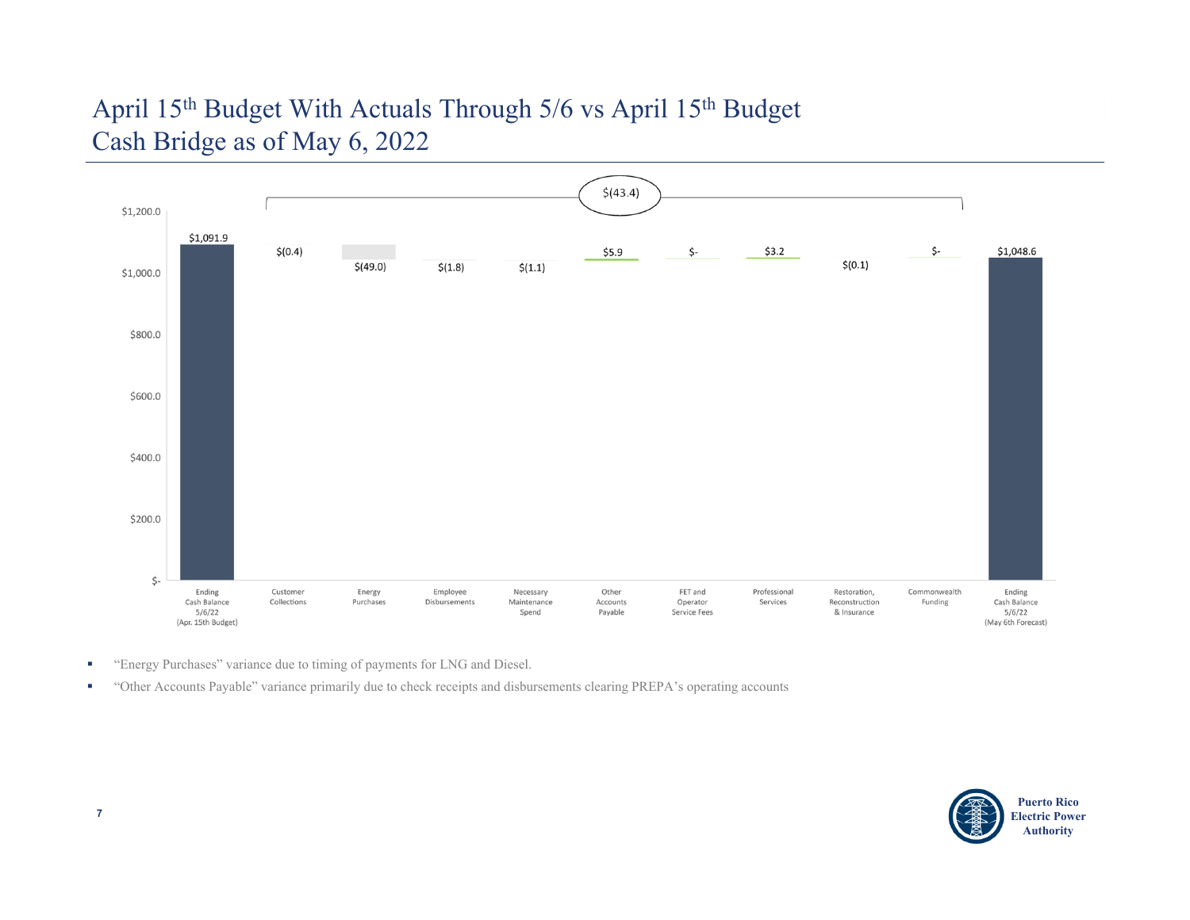# April 15th Budget With Actuals Through 5/6 vs April 15th Budget
# Cash Bridge as of May 6, 2022

| Category | Amount |
|---|---|
| Ending Cash Balance 5/6/22 (Apr. 15th Budget) | $1,091.9 |
| Customer Collections | $(0.4) |
| Energy Purchases | $(49.0) |
| Employee Disbursements | $(1.8) |
| Necessary Maintenance Spend | $(1.1) |
| Other Accounts Payable | $5.9 |
| FET and Operator Service Fees | $- |
| Professional Services | $3.2 |
| Restoration, Reconstruction & Insurance | $(0.1) |
| Commonwealth Funding | $- |
| Ending Cash Balance 5/6/22 (May 6th Forecast) | $1,048.6 |

Total variance: $(43.4)

- "Energy Purchases" variance due to timing of payments for LNG and Diesel.
- "Other Accounts Payable" variance primarily due to check receipts and disbursements clearing PREPA's operating accounts

Puerto Rico Electric Power Authority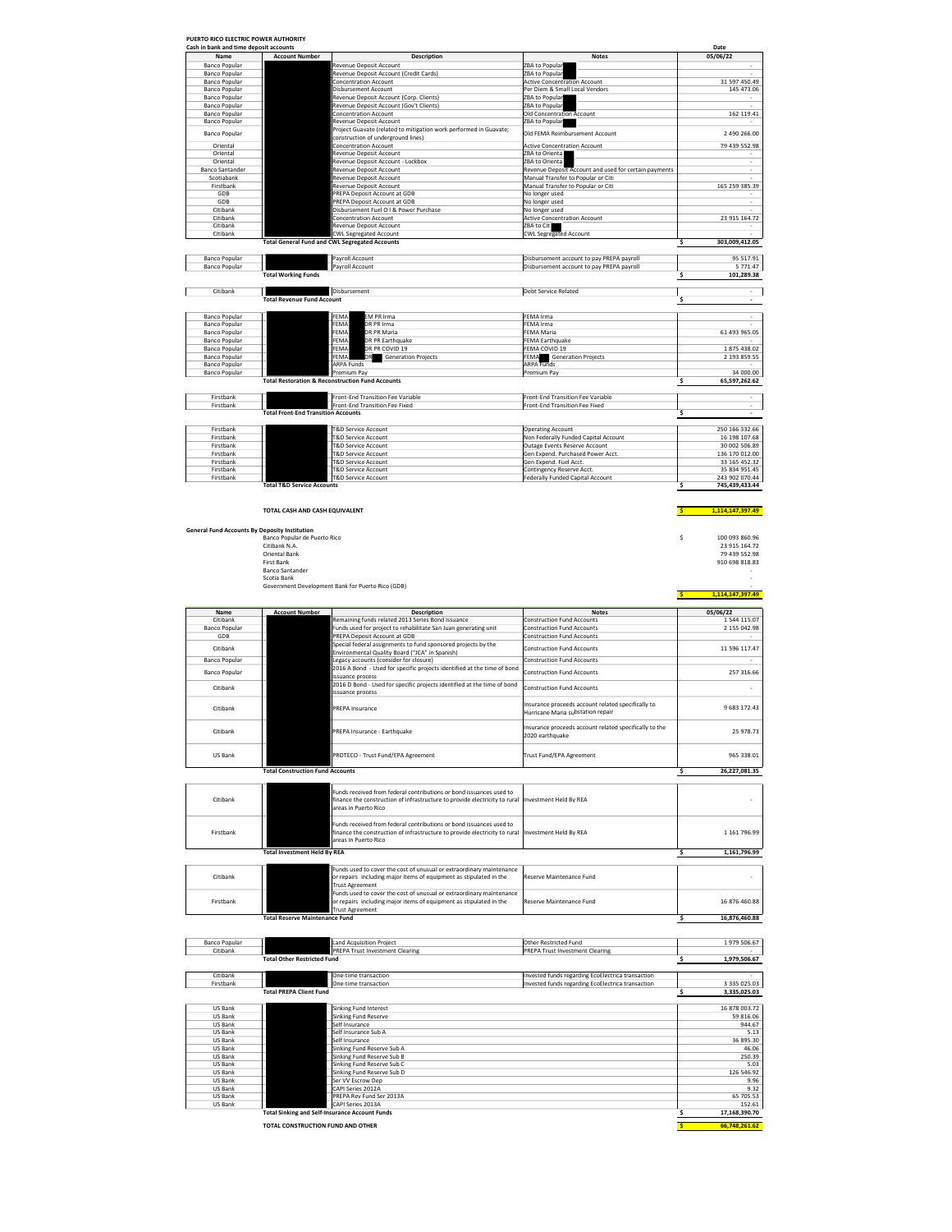**PUERTO RICO ELECTRIC POWER AUTHORITY**

**Cash in bank and time deposit accounts**

| Name | Account Number | Description | Notes | Date 05/06/22 |
|---|---|---|---|---|
| Banco Popular | | Revenue Deposit Account | ZBA to Popular | - |
| Banco Popular | | Revenue Deposit Account (Credit Cards) | ZBA to Popular | - |
| Banco Popular | | Concentration Account | Active Concentration Account | 31 597 450.49 |
| Banco Popular | | Disbursement Account | Per Diem & Small Local Vendors | 145 473.06 |
| Banco Popular | | Revenue Deposit Account (Corp. Clients) | ZBA to Popular | - |
| Banco Popular | | Revenue Deposit Account (Gov't Clients) | ZBA to Popular | - |
| Banco Popular | | Concentration Account | Old Concentration Account | 162 119.41 |
| Banco Popular | | Revenue Deposit Account | ZBA to Popular | - |
| Banco Popular | | Project Guavate (related to mitigation work performed in Guavate; construction of underground lines) | Old FEMA Reimbursement Account | 2 490 266.00 |
| Oriental | | Concentration Account | Active Concentration Account | 79 439 552.98 |
| Oriental | | Revenue Deposit Account | ZBA to Orienta | - |
| Oriental | | Revenue Deposit Account - Lockbox | ZBA to Orienta | - |
| Banco Santander | | Revenue Deposit Account | Revenue Deposit Account and used for certain payments | - |
| Scotiabank | | Revenue Deposit Account | Manual Transfer to Popular or Citi | - |
| Firstbank | | Revenue Deposit Account | Manual Transfer to Popular or Citi | 165 259 385.39 |
| GDB | | PREPA Deposit Account at GDB | No longer used | - |
| GDB | | PREPA Deposit Account at GDB | No longer used | - |
| Citibank | | Disbursement Fuel O I & Power Purchase | No longer used | - |
| Citibank | | Concentration Account | Active Concentration Account | 23 915 164.72 |
| Citibank | | Revenue Deposit Account | ZBA to Cit | - |
| Citibank | | CWL Segregated Account | CWL Segregated Account | - |
| | **Total General Fund and CWL Segregated Accounts** | | | **$ 303,009,412.05** |
| Banco Popular | | Payroll Account | Disbursement account to pay PREPA payroll | 95 517.91 |
| Banco Popular | | Payroll Account | Disbursement account to pay PREPA payroll | 5 771.47 |
| | **Total Working Funds** | | | **$ 101,289.38** |
| Citibank | | Disbursement | Debt Service Related | - |
| | **Total Revenue Fund Account** | | | **$ -** |
| Banco Popular | | FEMA EM PR Irma | FEMA Irma | - |
| Banco Popular | | FEMA DR PR Irma | FEMA Irma | - |
| Banco Popular | | FEMA DR PR Maria | FEMA Maria | 61 493 965.05 |
| Banco Popular | | FEMA DR PR Earthquake | FEMA Earthquake | - |
| Banco Popular | | FEMA DR PR COVID 19 | FEMA COVID 19 | 1 875 438.02 |
| Banco Popular | | FEMA DR Generation Projects | FEMA Generation Projects | 2 193 859.55 |
| Banco Popular | | ARPA Funds | ARPA Funds | - |
| Banco Popular | | Premium Pay | Premium Pay | 34 000.00 |
| | **Total Restoration & Reconstruction Fund Accounts** | | | **$ 65,597,262.62** |
| Firstbank | | Front-End Transition Fee Variable | Front-End Transition Fee Variable | - |
| Firstbank | | Front-End Transition Fee Fixed | Front-End Transition Fee Fixed | - |
| | **Total Front-End Transition Accounts** | | | **$ -** |
| Firstbank | | T&D Service Account | Operating Account | 250 166 332.66 |
| Firstbank | | T&D Service Account | Non Federally Funded Capital Account | 16 198 107.68 |
| Firstbank | | T&D Service Account | Outage Events Reserve Account | 30 002 506.89 |
| Firstbank | | T&D Service Account | Gen Expend. Purchased Power Acct. | 136 170 012.00 |
| Firstbank | | T&D Service Account | Gen Expend. Fuel Acct. | 33 165 452.32 |
| Firstbank | | T&D Service Account | Contingency Reserve Acct. | 35 834 951.45 |
| Firstbank | | T&D Service Account | Federally Funded Capital Account | 243 902 070.44 |
| | **Total T&D Service Accounts** | | | **$ 745,439,433.44** |
| | **TOTAL CASH AND CASH EQUIVALENT** | | | **$ 1,114,147,397.49** |

**General Fund Accounts By Deposity Institution**

| Institution | Amount |
|---|---|
| Banco Popular de Puerto Rico | $ 100 093 860.96 |
| Citibank N.A. | 23 915 164.72 |
| Oriental Bank | 79 439 552.98 |
| First Bank | 910 698 818.83 |
| Banco Santander | - |
| Scotia Bank | - |
| Government Development Bank for Puerto Rico (GDB) | - |
| | **$ 1,114,147,397.49** |

| Name | Account Number | Description | Notes | 05/06/22 |
|---|---|---|---|---|
| Citibank | | Remaining funds related 2013 Series Bond Issuance | Construction Fund Accounts | 1 544 115.07 |
| Banco Popular | | Funds used for project to rehabilitate San Juan generating unit | Construction Fund Accounts | 2 155 042.98 |
| GDB | | PREPA Deposit Account at GDB | Construction Fund Accounts | - |
| Citibank | | Special federal assignments to fund sponsored projects by the Environmental Quality Board ("JCA" in Spanish) | Construction Fund Accounts | 11 596 117.47 |
| Banco Popular | | Legacy accounts (consider for closure) | Construction Fund Accounts | - |
| Banco Popular | | 2016 A Bond - Used for specific projects identified at the time of bond issuance process | Construction Fund Accounts | 257 316.66 |
| Citibank | | 2016 D Bond - Used for specific projects identified at the time of bond issuance process | Construction Fund Accounts | - |
| Citibank | | PREPA Insurance | Insurance proceeds account related specifically to Hurricane Maria substation repair | 9 683 172.43 |
| Citibank | | PREPA Insurance - Earthquake | Insurance proceeds account related specifically to the 2020 earthquake | 25 978.73 |
| US Bank | | PROTECO - Trust Fund/EPA Agreement | Trust Fund/EPA Agreement | 965 338.01 |
| | **Total Construction Fund Accounts** | | | **$ 26,227,081.35** |
| Citibank | | Funds received from federal contributions or bond issuances used to finance the construction of infrastructure to provide electricity to rural areas in Puerto Rico | Investment Held By REA | - |
| Firstbank | | Funds received from federal contributions or bond issuances used to finance the construction of infrastructure to provide electricity to rural areas in Puerto Rico | Investment Held By REA | 1 161 796.99 |
| | **Total Investment Held By REA** | | | **$ 1,161,796.99** |
| Citibank | | Funds used to cover the cost of unusual or extraordinary maintenance or repairs including major items of equipment as stipulated in the Trust Agreement | Reserve Maintenance Fund | - |
| Firstbank | | Funds used to cover the cost of unusual or extraordinary maintenance or repairs including major items of equipment as stipulated in the Trust Agreement | Reserve Maintenance Fund | 16 876 460.88 |
| | **Total Reserve Maintenance Fund** | | | **$ 16,876,460.88** |
| Banco Popular | | Land Acquisition Project | Other Restricted Fund | 1 979 506.67 |
| Citibank | | PREPA Trust Investment Clearing | PREPA Trust Investment Clearing | - |
| | **Total Other Restricted Fund** | | | **$ 1,979,506.67** |
| Citibank | | One-time transaction | Invested funds regarding EcoElectrica transaction | - |
| Firstbank | | One-time transaction | Invested funds regarding EcoElectrica transaction | 3 335 025.03 |
| | **Total PREPA Client Fund** | | | **$ 3,335,025.03** |
| US Bank | | Sinking Fund Interest | | 16 878 003.72 |
| US Bank | | Sinking Fund Reserve | | 59 816.06 |
| US Bank | | Self Insurance | | 944.67 |
| US Bank | | Self Insurance Sub A | | 5.13 |
| US Bank | | Self Insurance | | 36 895.30 |
| US Bank | | Sinking Fund Reserve Sub A | | 46.06 |
| US Bank | | Sinking Fund Reserve Sub B | | 250.39 |
| US Bank | | Sinking Fund Reserve Sub C | | 5.03 |
| US Bank | | Sinking Fund Reserve Sub D | | 126 546.92 |
| US Bank | | Ser VV Escrow Dep | | 9.96 |
| US Bank | | CAPI Series 2012A | | 9.32 |
| US Bank | | PREPA Rev Fund Ser 2013A | | 65 705.53 |
| US Bank | | CAPI Series 2013A | | 152.61 |
| | **Total Sinking and Self-Insurance Account Funds** | | | **$ 17,168,390.70** |
| | **TOTAL CONSTRUCTION FUND AND OTHER** | | | **$ 66,748,261.62** |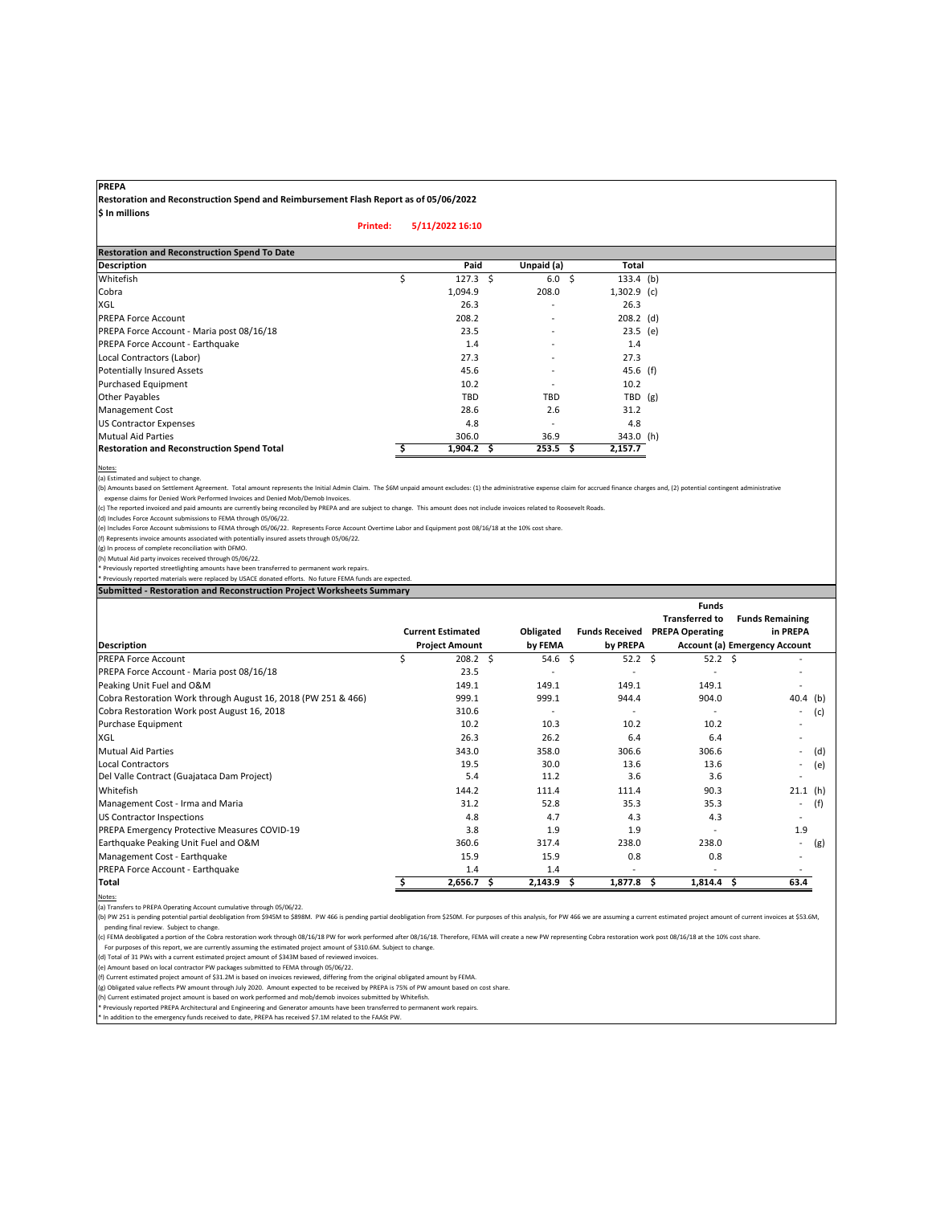**PREPA**

**Restoration and Reconstruction Spend and Reimbursement Flash Report as of 05/06/2022**

**$ In millions**

**Printed: 5/11/2022 16:10**

**Restoration and Reconstruction Spend To Date**

| Description | Paid | Unpaid (a) | Total | |
|---|---|---|---|---|
| Whitefish | $ 127.3 | $ 6.0 | $ 133.4 | (b) |
| Cobra | 1,094.9 | 208.0 | 1,302.9 | (c) |
| XGL | 26.3 | - | 26.3 | |
| PREPA Force Account | 208.2 | - | 208.2 | (d) |
| PREPA Force Account - Maria post 08/16/18 | 23.5 | - | 23.5 | (e) |
| PREPA Force Account - Earthquake | 1.4 | - | 1.4 | |
| Local Contractors (Labor) | 27.3 | - | 27.3 | |
| Potentially Insured Assets | 45.6 | - | 45.6 | (f) |
| Purchased Equipment | 10.2 | - | 10.2 | |
| Other Payables | TBD | TBD | TBD | (g) |
| Management Cost | 28.6 | 2.6 | 31.2 | |
| US Contractor Expenses | 4.8 | - | 4.8 | |
| Mutual Aid Parties | 306.0 | 36.9 | 343.0 | (h) |
| **Restoration and Reconstruction Spend Total** | **$ 1,904.2** | **$ 253.5** | **$ 2,157.7** | |

Notes:

(a) Estimated and subject to change.

(b) Amounts based on Settlement Agreement. Total amount represents the Initial Admin Claim. The $6M unpaid amount excludes: (1) the administrative expense claim for accrued finance charges and, (2) potential contingent administrative expense claims for Denied Work Performed Invoices and Denied Mob/Demob Invoices.

(c) The reported invoiced and paid amounts are currently being reconciled by PREPA and are subject to change. This amount does not include invoices related to Roosevelt Roads.

(d) Includes Force Account submissions to FEMA through 05/06/22.

(e) Includes Force Account submissions to FEMA through 05/06/22. Represents Force Account Overtime Labor and Equipment post 08/16/18 at the 10% cost share.

(f) Represents invoice amounts associated with potentially insured assets through 05/06/22.

(g) In process of complete reconciliation with DFMO.

(h) Mutual Aid party invoices received through 05/06/22.

\* Previously reported streetlighting amounts have been transferred to permanent work repairs.

\* Previously reported materials were replaced by USACE donated efforts. No future FEMA funds are expected.

**Submitted - Restoration and Reconstruction Project Worksheets Summary**

| Description | Current Estimated Project Amount | Obligated by FEMA | Funds Received by PREPA | Funds Transferred to PREPA Operating Account (a) | Funds Remaining in PREPA Emergency Account | |
|---|---|---|---|---|---|---|
| PREPA Force Account | $ 208.2 | $ 54.6 | $ 52.2 | $ 52.2 | $ - | |
| PREPA Force Account - Maria post 08/16/18 | 23.5 | - | - | - | - | |
| Peaking Unit Fuel and O&M | 149.1 | 149.1 | 149.1 | 149.1 | - | |
| Cobra Restoration Work through August 16, 2018 (PW 251 & 466) | 999.1 | 999.1 | 944.4 | 904.0 | 40.4 | (b) |
| Cobra Restoration Work post August 16, 2018 | 310.6 | - | - | - | - | (c) |
| Purchase Equipment | 10.2 | 10.3 | 10.2 | 10.2 | - | |
| XGL | 26.3 | 26.2 | 6.4 | 6.4 | - | |
| Mutual Aid Parties | 343.0 | 358.0 | 306.6 | 306.6 | - | (d) |
| Local Contractors | 19.5 | 30.0 | 13.6 | 13.6 | - | (e) |
| Del Valle Contract (Guajataca Dam Project) | 5.4 | 11.2 | 3.6 | 3.6 | - | |
| Whitefish | 144.2 | 111.4 | 111.4 | 90.3 | 21.1 | (h) |
| Management Cost - Irma and Maria | 31.2 | 52.8 | 35.3 | 35.3 | - | (f) |
| US Contractor Inspections | 4.8 | 4.7 | 4.3 | 4.3 | - | |
| PREPA Emergency Protective Measures COVID-19 | 3.8 | 1.9 | 1.9 | - | 1.9 | |
| Earthquake Peaking Unit Fuel and O&M | 360.6 | 317.4 | 238.0 | 238.0 | - | (g) |
| Management Cost - Earthquake | 15.9 | 15.9 | 0.8 | 0.8 | - | |
| PREPA Force Account - Earthquake | 1.4 | 1.4 | - | - | - | |
| **Total** | **$ 2,656.7** | **$ 2,143.9** | **$ 1,877.8** | **$ 1,814.4** | **$ 63.4** | |

Notes:

(a) Transfers to PREPA Operating Account cumulative through 05/06/22.

(b) PW 251 is pending potential partial deobligation from $945M to $898M. PW 466 is pending partial deobligation from $250M. For purposes of this analysis, for PW 466 we are assuming a current estimated project amount of current invoices at $53.6M, pending final review. Subject to change.

(c) FEMA deobligated a portion of the Cobra restoration work through 08/16/18 PW for work performed after 08/16/18. Therefore, FEMA will create a new PW representing Cobra restoration work post 08/16/18 at the 10% cost share. For purposes of this report, we are currently assuming the estimated project amount of $310.6M. Subject to change.

(d) Total of 31 PWs with a current estimated project amount of $343M based of reviewed invoices.

(e) Amount based on local contractor PW packages submitted to FEMA through 05/06/22.

(f) Current estimated project amount of $31.2M is based on invoices reviewed, differing from the original obligated amount by FEMA.

(g) Obligated value reflects PW amount through July 2020. Amount expected to be received by PREPA is 75% of PW amount based on cost share.

(h) Current estimated project amount is based on work performed and mob/demob invoices submitted by Whitefish.

\* Previously reported PREPA Architectural and Engineering and Generator amounts have been transferred to permanent work repairs.

\* In addition to the emergency funds received to date, PREPA has received $7.1M related to the FAASt PW.